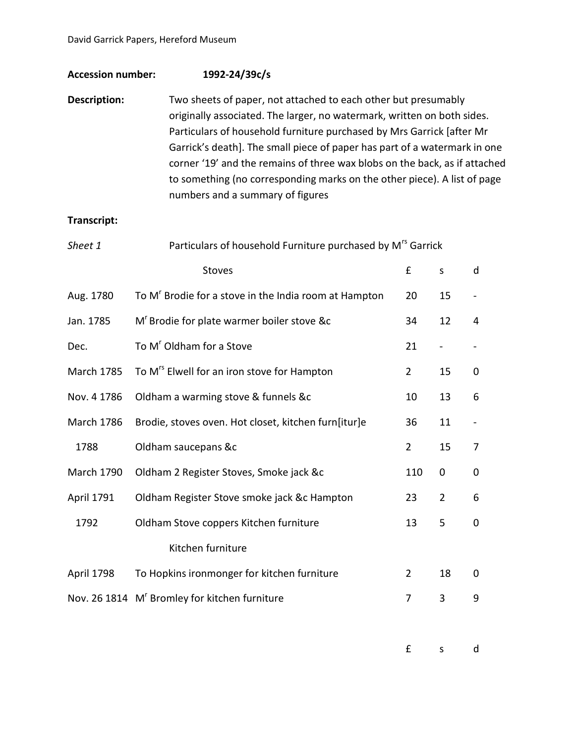David Garrick Papers, Hereford Museum

**Accession number:** **1992-24/39c/s**

**Description:** Two sheets of paper, not attached to each other but presumably originally associated. The larger, no watermark, written on both sides. Particulars of household furniture purchased by Mrs Garrick [after Mr Garrick's death]. The small piece of paper has part of a watermark in one corner '19' and the remains of three wax blobs on the back, as if attached to something (no corresponding marks on the other piece). A list of page numbers and a summary of figures

**Transcript:**

*Sheet 1* Particulars of household Furniture purchased by M^rs^ Garrick

| | | | | |
|---|---|---|---|---|
| | Stoves | £ | s | d |
| Aug. 1780 | To M^r^ Brodie for a stove in the India room at Hampton | 20 | 15 | - |
| Jan. 1785 | M^r^ Brodie for plate warmer boiler stove &c | 34 | 12 | 4 |
| Dec. | To M^r^ Oldham for a Stove | 21 | - | - |
| March 1785 | To M^rs^ Elwell for an iron stove for Hampton | 2 | 15 | 0 |
| Nov. 4 1786 | Oldham a warming stove & funnels &c | 10 | 13 | 6 |
| March 1786 | Brodie, stoves oven. Hot closet, kitchen furn[itur]e | 36 | 11 | - |
| 1788 | Oldham saucepans &c | 2 | 15 | 7 |
| March 1790 | Oldham 2 Register Stoves, Smoke jack &c | 110 | 0 | 0 |
| April 1791 | Oldham Register Stove smoke jack &c Hampton | 23 | 2 | 6 |
| 1792 | Oldham Stove coppers Kitchen furniture | 13 | 5 | 0 |
| | Kitchen furniture | | | |
| April 1798 | To Hopkins ironmonger for kitchen furniture | 2 | 18 | 0 |
| Nov. 26 1814 | M^r^ Bromley for kitchen furniture | 7 | 3 | 9 |
| | | £ | s | d |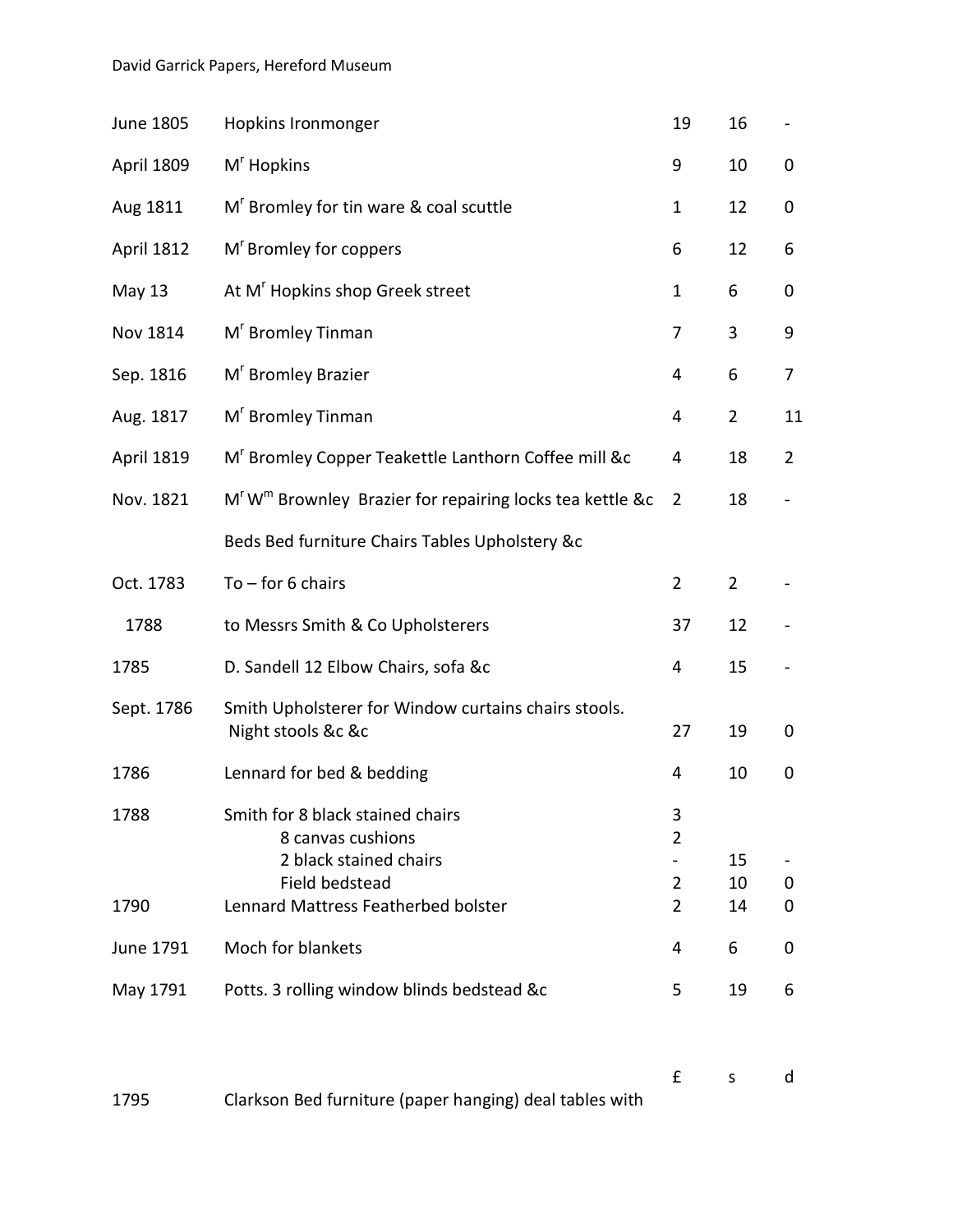| | | | | |
|---|---|---|---|---|
| June 1805 | Hopkins Ironmonger | 19 | 16 | - |
| April 1809 | Mr Hopkins | 9 | 10 | 0 |
| Aug 1811 | Mr Bromley for tin ware & coal scuttle | 1 | 12 | 0 |
| April 1812 | Mr Bromley for coppers | 6 | 12 | 6 |
| May 13 | At Mr Hopkins shop Greek street | 1 | 6 | 0 |
| Nov 1814 | Mr Bromley Tinman | 7 | 3 | 9 |
| Sep. 1816 | Mr Bromley Brazier | 4 | 6 | 7 |
| Aug. 1817 | Mr Bromley Tinman | 4 | 2 | 11 |
| April 1819 | Mr Bromley Copper Teakettle Lanthorn Coffee mill &c | 4 | 18 | 2 |
| Nov. 1821 | Mr Wm Brownley Brazier for repairing locks tea kettle &c | 2 | 18 | - |
| | Beds Bed furniture Chairs Tables Upholstery &c | | | |
| Oct. 1783 | To – for 6 chairs | 2 | 2 | - |
| 1788 | to Messrs Smith & Co Upholsterers | 37 | 12 | - |
| 1785 | D. Sandell 12 Elbow Chairs, sofa &c | 4 | 15 | - |
| Sept. 1786 | Smith Upholsterer for Window curtains chairs stools. Night stools &c &c | 27 | 19 | 0 |
| 1786 | Lennard for bed & bedding | 4 | 10 | 0 |
| 1788 | Smith for 8 black stained chairs | 3 | | |
| | 8 canvas cushions | 2 | | |
| | 2 black stained chairs | - | 15 | - |
| | Field bedstead | 2 | 10 | 0 |
| 1790 | Lennard Mattress Featherbed bolster | 2 | 14 | 0 |
| June 1791 | Moch for blankets | 4 | 6 | 0 |
| May 1791 | Potts. 3 rolling window blinds bedstead &c | 5 | 19 | 6 |

| | | £ | s | d |
|---|---|---|---|---|
| 1795 | Clarkson Bed furniture (paper hanging) deal tables with | | | |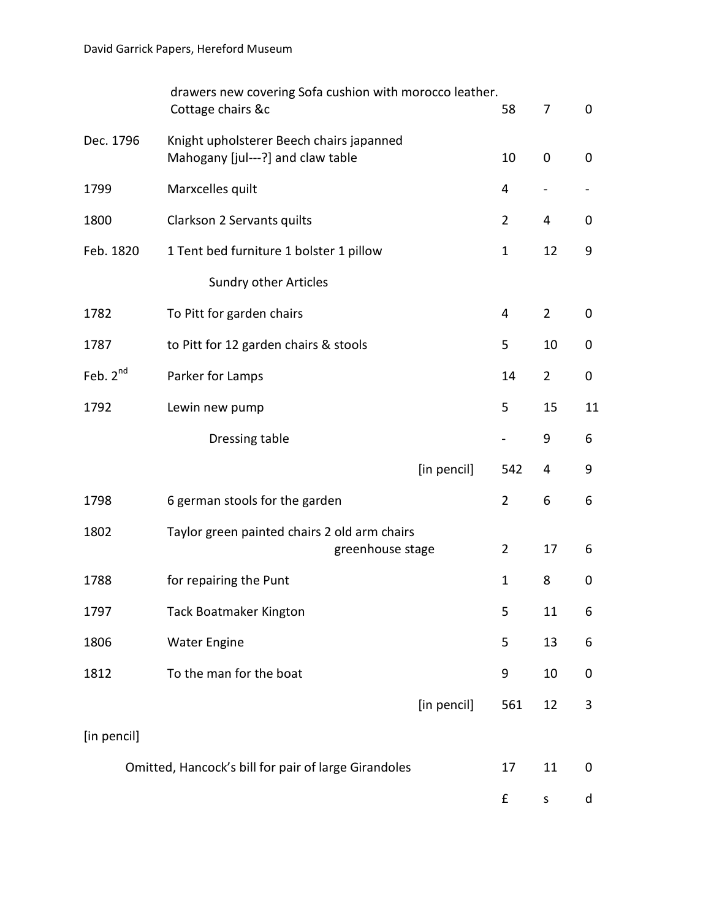| | | | | |
|---|---|---|---|---|
| | drawers new covering Sofa cushion with morocco leather. Cottage chairs &c | 58 | 7 | 0 |
| Dec. 1796 | Knight upholsterer Beech chairs japanned Mahogany [jul---?] and claw table | 10 | 0 | 0 |
| 1799 | Marxcelles quilt | 4 | - | - |
| 1800 | Clarkson 2 Servants quilts | 2 | 4 | 0 |
| Feb. 1820 | 1 Tent bed furniture 1 bolster 1 pillow | 1 | 12 | 9 |
| | Sundry other Articles | | | |
| 1782 | To Pitt for garden chairs | 4 | 2 | 0 |
| 1787 | to Pitt for 12 garden chairs & stools | 5 | 10 | 0 |
| Feb. 2nd | Parker for Lamps | 14 | 2 | 0 |
| 1792 | Lewin new pump | 5 | 15 | 11 |
| | Dressing table | - | 9 | 6 |
| | [in pencil] | 542 | 4 | 9 |
| 1798 | 6 german stools for the garden | 2 | 6 | 6 |
| 1802 | Taylor green painted chairs 2 old arm chairs greenhouse stage | 2 | 17 | 6 |
| 1788 | for repairing the Punt | 1 | 8 | 0 |
| 1797 | Tack Boatmaker Kington | 5 | 11 | 6 |
| 1806 | Water Engine | 5 | 13 | 6 |
| 1812 | To the man for the boat | 9 | 10 | 0 |
| | [in pencil] | 561 | 12 | 3 |
| [in pencil] | | | | |
| | Omitted, Hancock's bill for pair of large Girandoles | 17 | 11 | 0 |
| | | £ | s | d |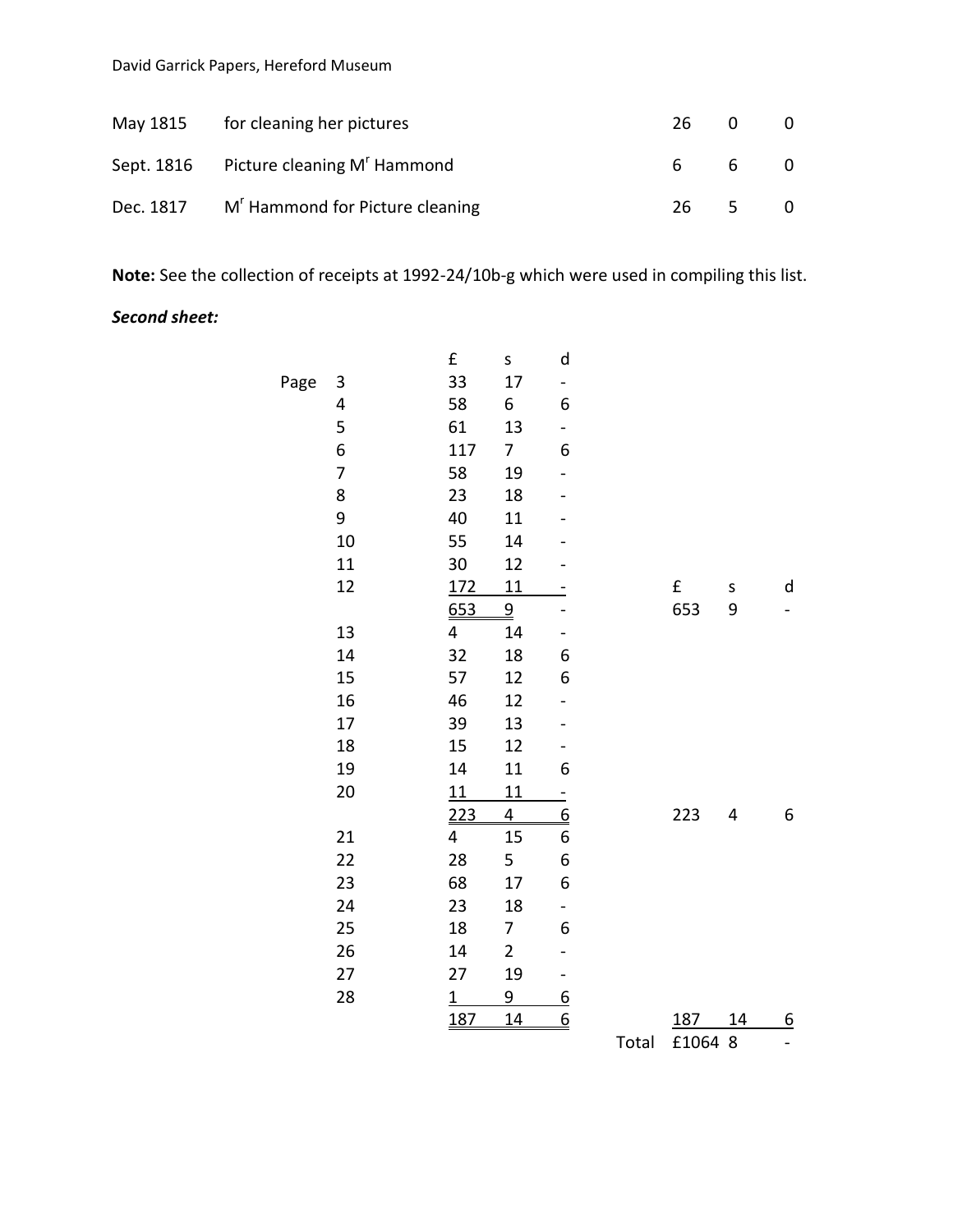| | | | | |
|---|---|---|---|---|
| May 1815 | for cleaning her pictures | 26 | 0 | 0 |
| Sept. 1816 | Picture cleaning M^r Hammond | 6 | 6 | 0 |
| Dec. 1817 | M^r Hammond for Picture cleaning | 26 | 5 | 0 |

**Note:** See the collection of receipts at 1992-24/10b-g which were used in compiling this list.

***Second sheet:***

| | | £ | s | d | | £ | s | d |
|---|---|---|---|---|---|---|---|---|
| Page | 3 | 33 | 17 | - | | | | |
| | 4 | 58 | 6 | 6 | | | | |
| | 5 | 61 | 13 | - | | | | |
| | 6 | 117 | 7 | 6 | | | | |
| | 7 | 58 | 19 | - | | | | |
| | 8 | 23 | 18 | - | | | | |
| | 9 | 40 | 11 | - | | | | |
| | 10 | 55 | 14 | - | | | | |
| | 11 | 30 | 12 | - | | | | |
| | 12 | 172 | 11 | - | | | | |
| | | 653 | 9 | - | | 653 | 9 | - |
| | 13 | 4 | 14 | - | | | | |
| | 14 | 32 | 18 | 6 | | | | |
| | 15 | 57 | 12 | 6 | | | | |
| | 16 | 46 | 12 | - | | | | |
| | 17 | 39 | 13 | - | | | | |
| | 18 | 15 | 12 | - | | | | |
| | 19 | 14 | 11 | 6 | | | | |
| | 20 | 11 | 11 | - | | | | |
| | | 223 | 4 | 6 | | 223 | 4 | 6 |
| | 21 | 4 | 15 | 6 | | | | |
| | 22 | 28 | 5 | 6 | | | | |
| | 23 | 68 | 17 | 6 | | | | |
| | 24 | 23 | 18 | - | | | | |
| | 25 | 18 | 7 | 6 | | | | |
| | 26 | 14 | 2 | - | | | | |
| | 27 | 27 | 19 | - | | | | |
| | 28 | 1 | 9 | 6 | | | | |
| | | 187 | 14 | 6 | | 187 | 14 | 6 |
| | | | | | Total | £1064 | 8 | - |